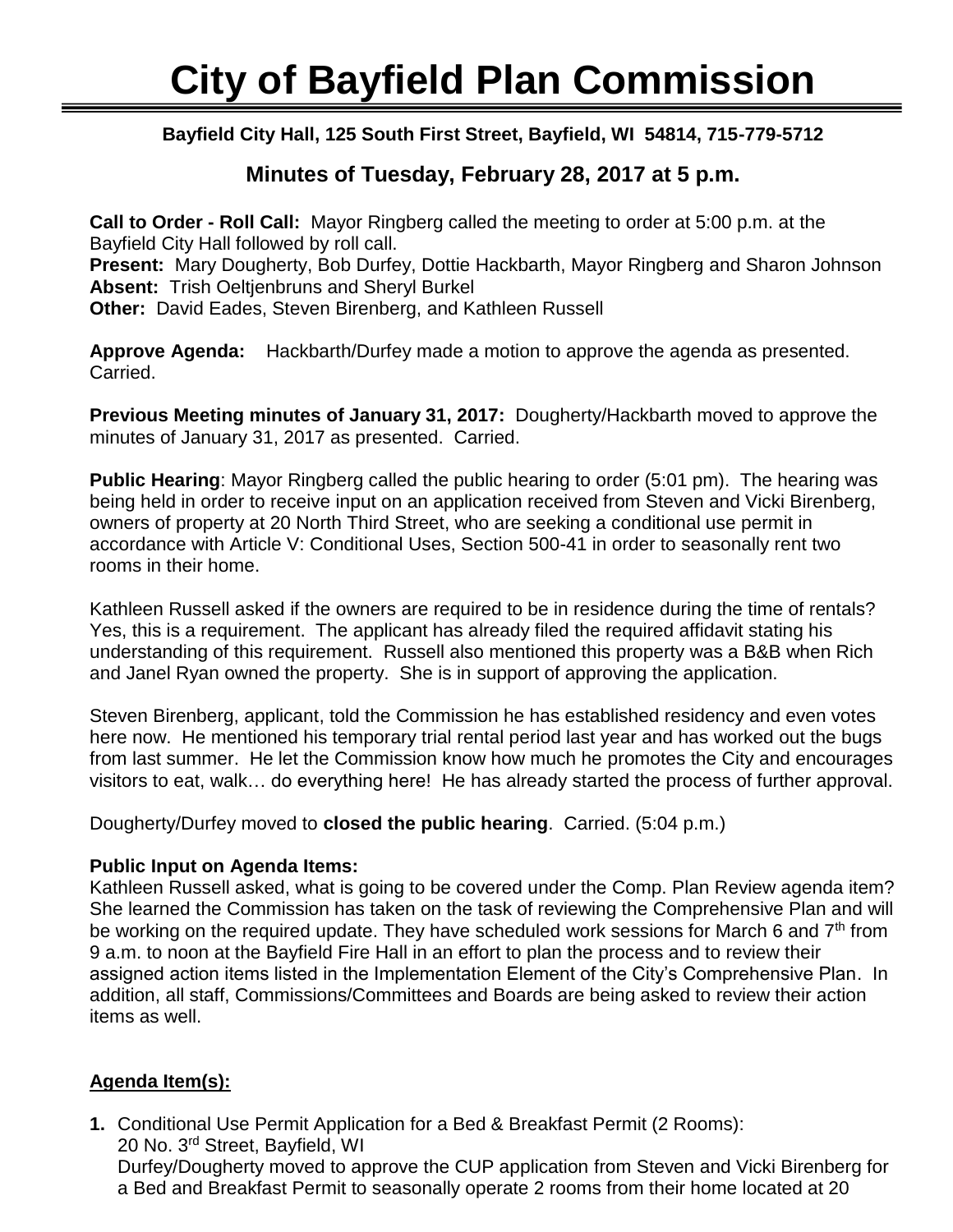# City of Bayfield Plan Commission

**Bayfield City Hall, 125 South First Street, Bayfield, WI 54814, 715-779-5712**

## Minutes of Tuesday, February 28, 2017 at 5 p.m.

**Call to Order - Roll Call:** Mayor Ringberg called the meeting to order at 5:00 p.m. at the Bayfield City Hall followed by roll call.
**Present:** Mary Dougherty, Bob Durfey, Dottie Hackbarth, Mayor Ringberg and Sharon Johnson
**Absent:** Trish Oeltjenbruns and Sheryl Burkel
**Other:** David Eades, Steven Birenberg, and Kathleen Russell

**Approve Agenda:** Hackbarth/Durfey made a motion to approve the agenda as presented. Carried.

**Previous Meeting minutes of January 31, 2017:** Dougherty/Hackbarth moved to approve the minutes of January 31, 2017 as presented. Carried.

**Public Hearing**: Mayor Ringberg called the public hearing to order (5:01 pm). The hearing was being held in order to receive input on an application received from Steven and Vicki Birenberg, owners of property at 20 North Third Street, who are seeking a conditional use permit in accordance with Article V: Conditional Uses, Section 500-41 in order to seasonally rent two rooms in their home.

Kathleen Russell asked if the owners are required to be in residence during the time of rentals? Yes, this is a requirement. The applicant has already filed the required affidavit stating his understanding of this requirement. Russell also mentioned this property was a B&B when Rich and Janel Ryan owned the property. She is in support of approving the application.

Steven Birenberg, applicant, told the Commission he has established residency and even votes here now. He mentioned his temporary trial rental period last year and has worked out the bugs from last summer. He let the Commission know how much he promotes the City and encourages visitors to eat, walk… do everything here! He has already started the process of further approval.

Dougherty/Durfey moved to **closed the public hearing**. Carried. (5:04 p.m.)

**Public Input on Agenda Items:**
Kathleen Russell asked, what is going to be covered under the Comp. Plan Review agenda item? She learned the Commission has taken on the task of reviewing the Comprehensive Plan and will be working on the required update. They have scheduled work sessions for March 6 and 7th from 9 a.m. to noon at the Bayfield Fire Hall in an effort to plan the process and to review their assigned action items listed in the Implementation Element of the City's Comprehensive Plan. In addition, all staff, Commissions/Committees and Boards are being asked to review their action items as well.

**Agenda Item(s):**

**1.** Conditional Use Permit Application for a Bed & Breakfast Permit (2 Rooms):
20 No. 3rd Street, Bayfield, WI
Durfey/Dougherty moved to approve the CUP application from Steven and Vicki Birenberg for a Bed and Breakfast Permit to seasonally operate 2 rooms from their home located at 20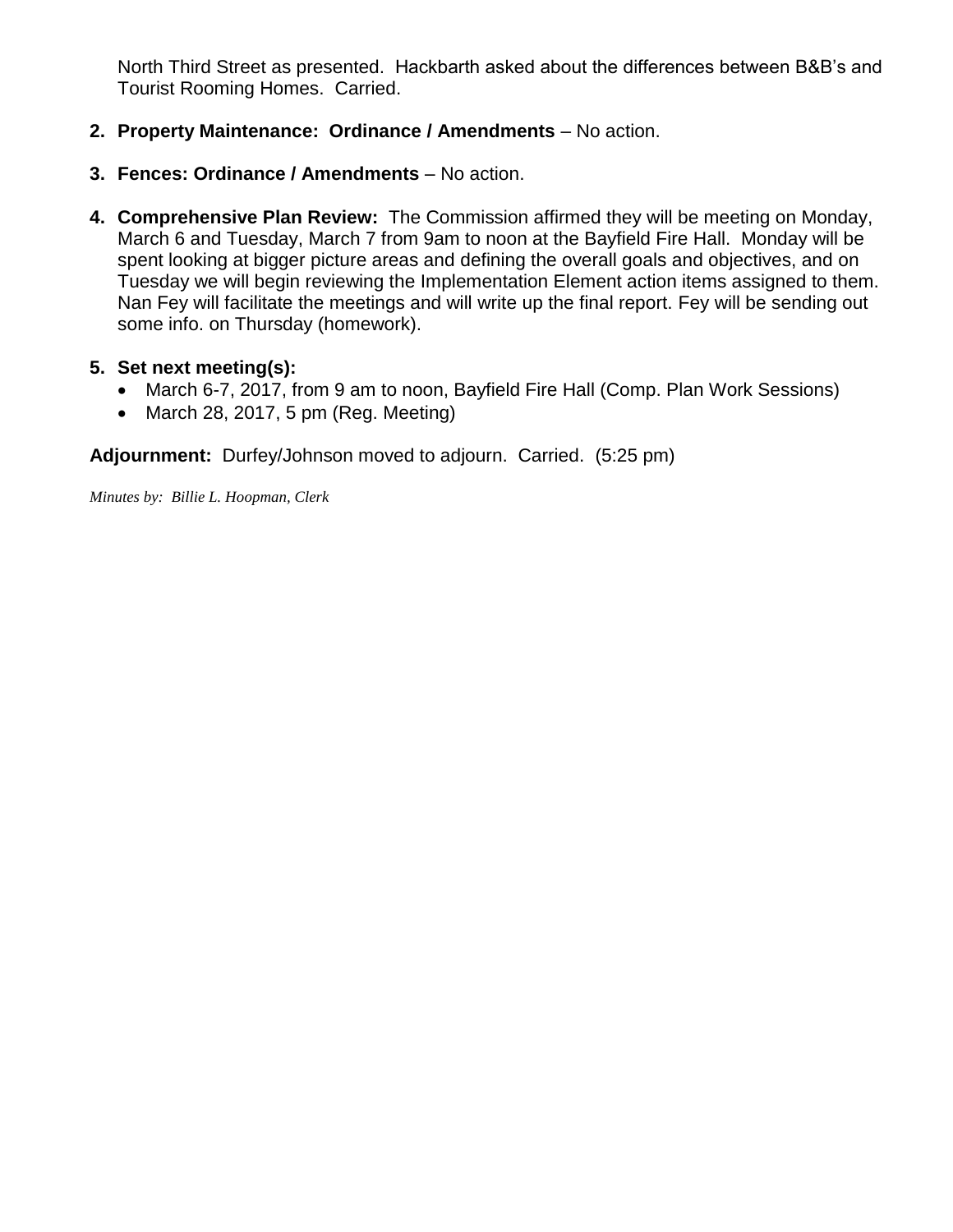North Third Street as presented. Hackbarth asked about the differences between B&B's and Tourist Rooming Homes. Carried.

2. **Property Maintenance: Ordinance / Amendments** – No action.

3. **Fences: Ordinance / Amendments** – No action.

4. **Comprehensive Plan Review:** The Commission affirmed they will be meeting on Monday, March 6 and Tuesday, March 7 from 9am to noon at the Bayfield Fire Hall. Monday will be spent looking at bigger picture areas and defining the overall goals and objectives, and on Tuesday we will begin reviewing the Implementation Element action items assigned to them. Nan Fey will facilitate the meetings and will write up the final report. Fey will be sending out some info. on Thursday (homework).

5. **Set next meeting(s):**
   - March 6-7, 2017, from 9 am to noon, Bayfield Fire Hall (Comp. Plan Work Sessions)
   - March 28, 2017, 5 pm (Reg. Meeting)

**Adjournment:** Durfey/Johnson moved to adjourn. Carried. (5:25 pm)

*Minutes by: Billie L. Hoopman, Clerk*